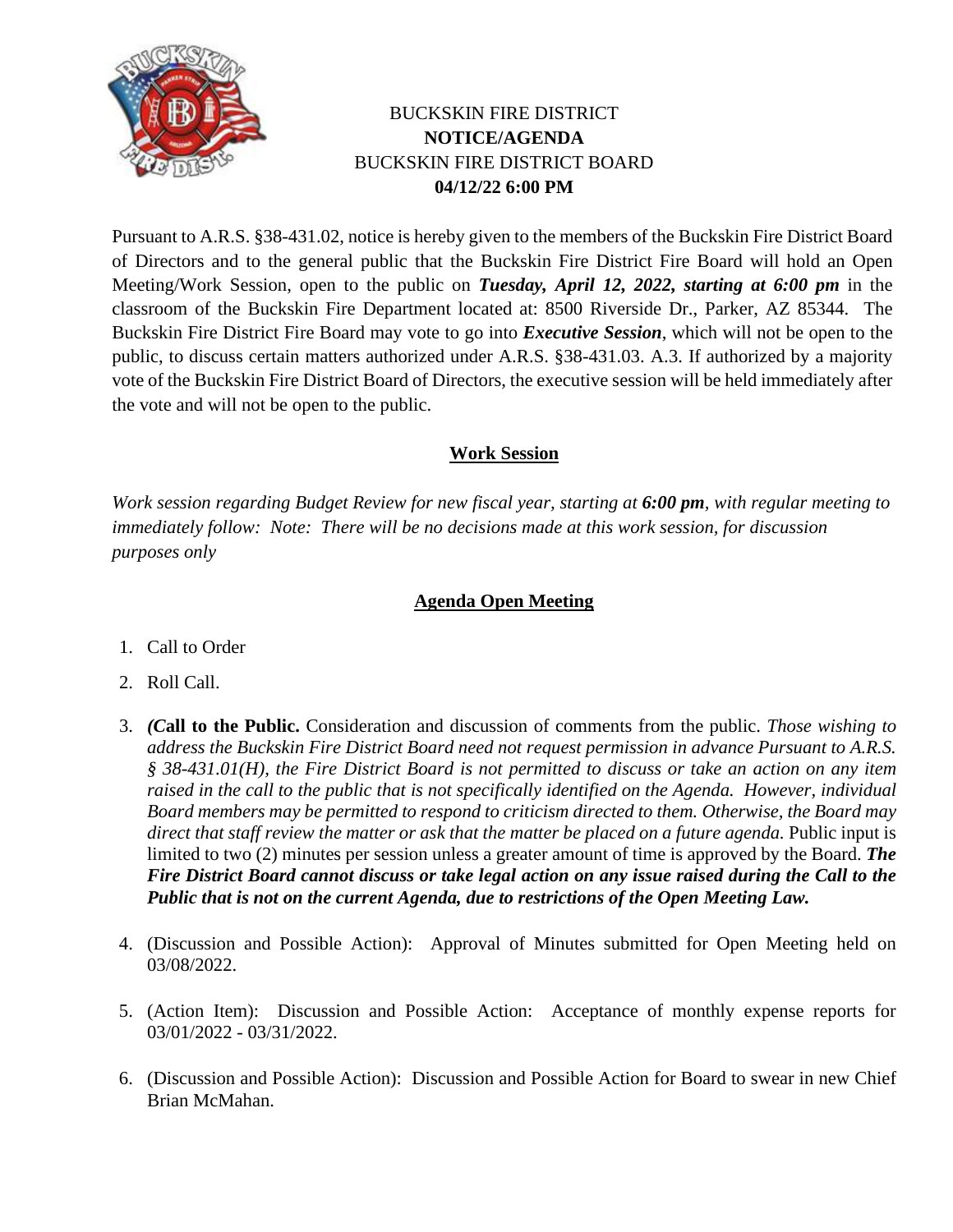# BUCKSKIN FIRE DISTRICT
## NOTICE/AGENDA
## BUCKSKIN FIRE DISTRICT BOARD
## 04/12/22 6:00 PM

Pursuant to A.R.S. §38-431.02, notice is hereby given to the members of the Buckskin Fire District Board of Directors and to the general public that the Buckskin Fire District Fire Board will hold an Open Meeting/Work Session, open to the public on ***Tuesday, April 12, 2022, starting at 6:00 pm*** in the classroom of the Buckskin Fire Department located at: 8500 Riverside Dr., Parker, AZ 85344. The Buckskin Fire District Fire Board may vote to go into ***Executive Session***, which will not be open to the public, to discuss certain matters authorized under A.R.S. §38-431.03. A.3. If authorized by a majority vote of the Buckskin Fire District Board of Directors, the executive session will be held immediately after the vote and will not be open to the public.

## Work Session

*Work session regarding Budget Review for new fiscal year, starting at **6:00 pm**, with regular meeting to immediately follow: Note: There will be no decisions made at this work session, for discussion purposes only*

## Agenda Open Meeting

1. Call to Order
2. Roll Call.
3. ***(C*all to the Public.** Consideration and discussion of comments from the public. *Those wishing to address the Buckskin Fire District Board need not request permission in advance Pursuant to A.R.S. § 38-431.01(H), the Fire District Board is not permitted to discuss or take an action on any item raised in the call to the public that is not specifically identified on the Agenda. However, individual Board members may be permitted to respond to criticism directed to them. Otherwise, the Board may direct that staff review the matter or ask that the matter be placed on a future agenda.* Public input is limited to two (2) minutes per session unless a greater amount of time is approved by the Board. ***The Fire District Board cannot discuss or take legal action on any issue raised during the Call to the Public that is not on the current Agenda, due to restrictions of the Open Meeting Law.***
4. (Discussion and Possible Action): Approval of Minutes submitted for Open Meeting held on 03/08/2022.
5. (Action Item): Discussion and Possible Action: Acceptance of monthly expense reports for 03/01/2022 - 03/31/2022.
6. (Discussion and Possible Action): Discussion and Possible Action for Board to swear in new Chief Brian McMahan.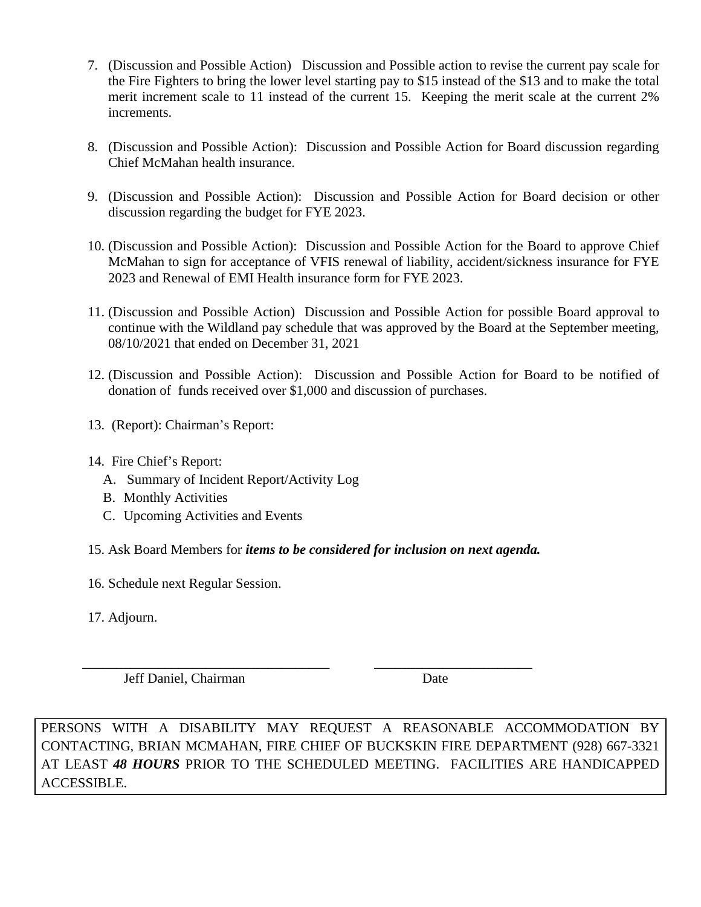7. (Discussion and Possible Action) Discussion and Possible action to revise the current pay scale for the Fire Fighters to bring the lower level starting pay to $15 instead of the $13 and to make the total merit increment scale to 11 instead of the current 15. Keeping the merit scale at the current 2% increments.

8. (Discussion and Possible Action): Discussion and Possible Action for Board discussion regarding Chief McMahan health insurance.

9. (Discussion and Possible Action): Discussion and Possible Action for Board decision or other discussion regarding the budget for FYE 2023.

10. (Discussion and Possible Action): Discussion and Possible Action for the Board to approve Chief McMahan to sign for acceptance of VFIS renewal of liability, accident/sickness insurance for FYE 2023 and Renewal of EMI Health insurance form for FYE 2023.

11. (Discussion and Possible Action) Discussion and Possible Action for possible Board approval to continue with the Wildland pay schedule that was approved by the Board at the September meeting, 08/10/2021 that ended on December 31, 2021

12. (Discussion and Possible Action): Discussion and Possible Action for Board to be notified of donation of funds received over $1,000 and discussion of purchases.

13. (Report): Chairman's Report:

14. Fire Chief's Report:
    A. Summary of Incident Report/Activity Log
    B. Monthly Activities
    C. Upcoming Activities and Events

15. Ask Board Members for ***items to be considered for inclusion on next agenda.***

16. Schedule next Regular Session.

17. Adjourn.

_______________________________________ ________________________

Jeff Daniel, Chairman Date

PERSONS WITH A DISABILITY MAY REQUEST A REASONABLE ACCOMMODATION BY CONTACTING, BRIAN MCMAHAN, FIRE CHIEF OF BUCKSKIN FIRE DEPARTMENT (928) 667-3321 AT LEAST ***48 HOURS*** PRIOR TO THE SCHEDULED MEETING. FACILITIES ARE HANDICAPPED ACCESSIBLE.